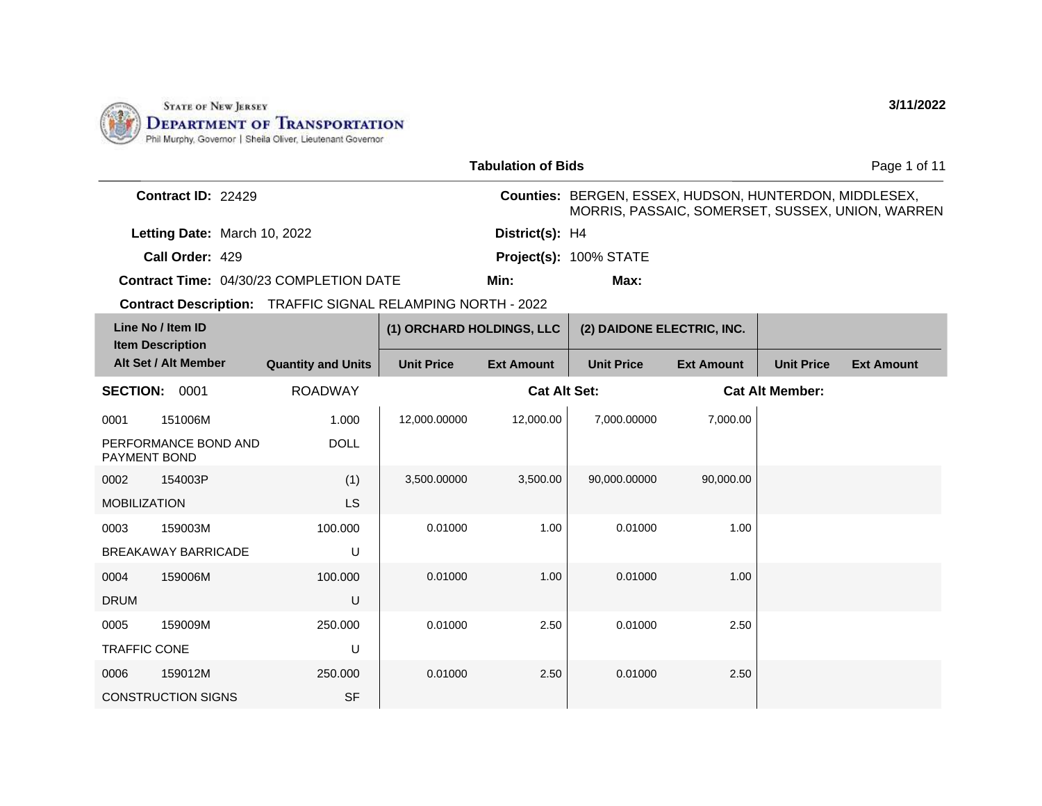STATE OF NEW JERSEY
**DEPARTMENT OF TRANSPORTATION**
Phil Murphy, Governor | Sheila Oliver, Lieutenant Governor

**3/11/2022**

## Tabulation of Bids

**Contract ID:** 22429

**Counties:** BERGEN, ESSEX, HUDSON, HUNTERDON, MIDDLESEX, MORRIS, PASSAIC, SOMERSET, SUSSEX, UNION, WARREN

**Letting Date:** March 10, 2022

**District(s):** H4

**Call Order:** 429

**Project(s):** 100% STATE

**Contract Time:** 04/30/23 COMPLETION DATE

**Min:**

**Max:**

**Contract Description:** TRAFFIC SIGNAL RELAMPING NORTH - 2022

| Line No / Item ID / Item Description / Alt Set / Alt Member | | Quantity and Units | (1) ORCHARD HOLDINGS, LLC | | (2) DAIDONE ELECTRIC, INC. | | | |
|---|---|---|---|---|---|---|---|---|
| | | | Unit Price | Ext Amount | Unit Price | Ext Amount | Unit Price | Ext Amount |
| **SECTION:** 0001 | | ROADWAY | | | **Cat Alt Set:** | | **Cat Alt Member:** | |
| 0001 | 151006M | 1.000 | 12,000.00000 | 12,000.00 | 7,000.00000 | 7,000.00 | | |
| PERFORMANCE BOND AND PAYMENT BOND | | DOLL | | | | | | |
| 0002 | 154003P | (1) | 3,500.00000 | 3,500.00 | 90,000.00000 | 90,000.00 | | |
| MOBILIZATION | | LS | | | | | | |
| 0003 | 159003M | 100.000 | 0.01000 | 1.00 | 0.01000 | 1.00 | | |
| BREAKAWAY BARRICADE | | U | | | | | | |
| 0004 | 159006M | 100.000 | 0.01000 | 1.00 | 0.01000 | 1.00 | | |
| DRUM | | U | | | | | | |
| 0005 | 159009M | 250.000 | 0.01000 | 2.50 | 0.01000 | 2.50 | | |
| TRAFFIC CONE | | U | | | | | | |
| 0006 | 159012M | 250.000 | 0.01000 | 2.50 | 0.01000 | 2.50 | | |
| CONSTRUCTION SIGNS | | SF | | | | | | |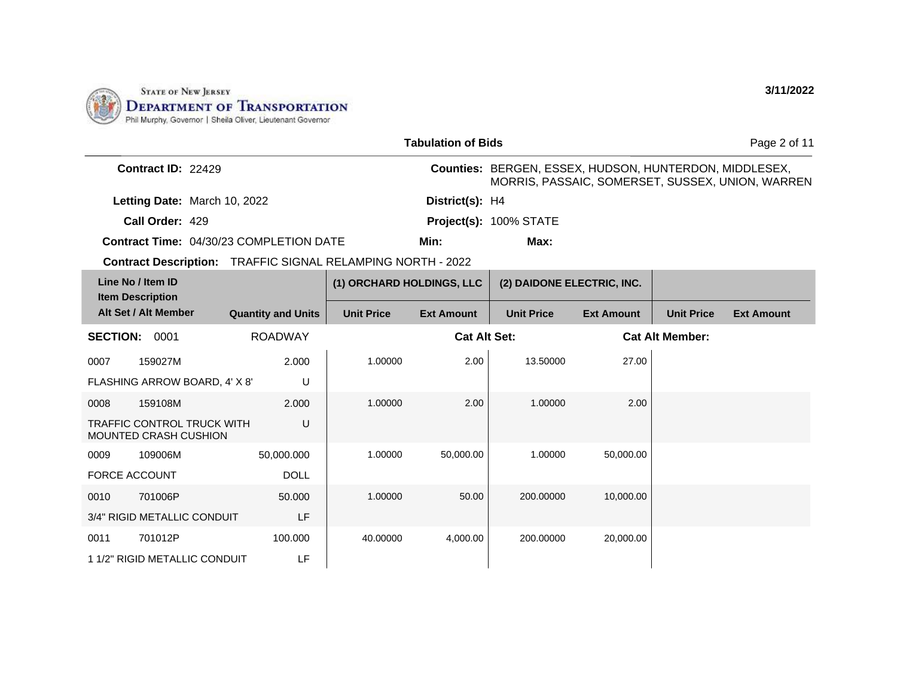STATE OF NEW JERSEY
DEPARTMENT OF TRANSPORTATION
Phil Murphy, Governor | Sheila Oliver, Lieutenant Governor

3/11/2022

## Tabulation of Bids

**Contract ID:** 22429

**Counties:** BERGEN, ESSEX, HUDSON, HUNTERDON, MIDDLESEX, MORRIS, PASSAIC, SOMERSET, SUSSEX, UNION, WARREN

**Letting Date:** March 10, 2022

**District(s):** H4

**Call Order:** 429

**Project(s):** 100% STATE

**Contract Time:** 04/30/23 COMPLETION DATE

**Min:**

**Max:**

**Contract Description:** TRAFFIC SIGNAL RELAMPING NORTH - 2022

| Line No / Item ID / Item Description / Alt Set / Alt Member | | Quantity and Units | (1) ORCHARD HOLDINGS, LLC | | (2) DAIDONE ELECTRIC, INC. | | | |
|---|---|---|---|---|---|---|---|---|
| | | | Unit Price | Ext Amount | Unit Price | Ext Amount | Unit Price | Ext Amount |
| **SECTION:** 0001 | | ROADWAY | | **Cat Alt Set:** | | **Cat Alt Member:** | | |
| 0007 | 159027M | 2.000 | 1.00000 | 2.00 | 13.50000 | 27.00 | | |
| FLASHING ARROW BOARD, 4' X 8' | | U | | | | | | |
| 0008 | 159108M | 2.000 | 1.00000 | 2.00 | 1.00000 | 2.00 | | |
| TRAFFIC CONTROL TRUCK WITH MOUNTED CRASH CUSHION | | U | | | | | | |
| 0009 | 109006M | 50,000.000 | 1.00000 | 50,000.00 | 1.00000 | 50,000.00 | | |
| FORCE ACCOUNT | | DOLL | | | | | | |
| 0010 | 701006P | 50.000 | 1.00000 | 50.00 | 200.00000 | 10,000.00 | | |
| 3/4" RIGID METALLIC CONDUIT | | LF | | | | | | |
| 0011 | 701012P | 100.000 | 40.00000 | 4,000.00 | 200.00000 | 20,000.00 | | |
| 1 1/2" RIGID METALLIC CONDUIT | | LF | | | | | | |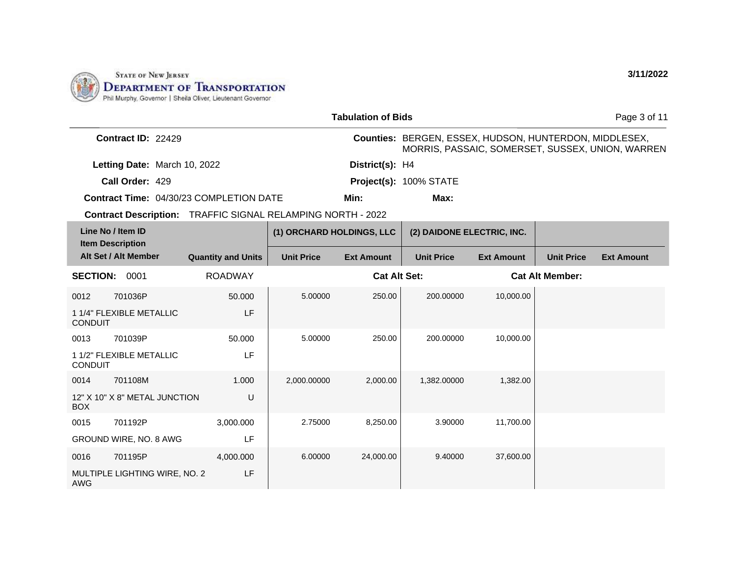STATE OF NEW JERSEY
DEPARTMENT OF TRANSPORTATION
Phil Murphy, Governor | Sheila Oliver, Lieutenant Governor

3/11/2022

## Tabulation of Bids

**Contract ID:** 22429

**Counties:** BERGEN, ESSEX, HUDSON, HUNTERDON, MIDDLESEX, MORRIS, PASSAIC, SOMERSET, SUSSEX, UNION, WARREN

**Letting Date:** March 10, 2022

**District(s):** H4

**Call Order:** 429

**Project(s):** 100% STATE

**Contract Time:** 04/30/23 COMPLETION DATE

**Min:**

**Max:**

**Contract Description:** TRAFFIC SIGNAL RELAMPING NORTH - 2022

| Line No / Item ID / Item Description / Alt Set / Alt Member | | Quantity and Units | (1) ORCHARD HOLDINGS, LLC | | (2) DAIDONE ELECTRIC, INC. | | | |
|---|---|---|---|---|---|---|---|---|
| | | | Unit Price | Ext Amount | Unit Price | Ext Amount | Unit Price | Ext Amount |
| **SECTION:** 0001 | | ROADWAY | | Cat Alt Set: | | Cat Alt Member: | | |
| 0012 | 701036P | 50.000 | 5.00000 | 250.00 | 200.00000 | 10,000.00 | | |
| 1 1/4" FLEXIBLE METALLIC CONDUIT | | LF | | | | | | |
| 0013 | 701039P | 50.000 | 5.00000 | 250.00 | 200.00000 | 10,000.00 | | |
| 1 1/2" FLEXIBLE METALLIC CONDUIT | | LF | | | | | | |
| 0014 | 701108M | 1.000 | 2,000.00000 | 2,000.00 | 1,382.00000 | 1,382.00 | | |
| 12" X 10" X 8" METAL JUNCTION BOX | | U | | | | | | |
| 0015 | 701192P | 3,000.000 | 2.75000 | 8,250.00 | 3.90000 | 11,700.00 | | |
| GROUND WIRE, NO. 8 AWG | | LF | | | | | | |
| 0016 | 701195P | 4,000.000 | 6.00000 | 24,000.00 | 9.40000 | 37,600.00 | | |
| MULTIPLE LIGHTING WIRE, NO. 2 AWG | | LF | | | | | | |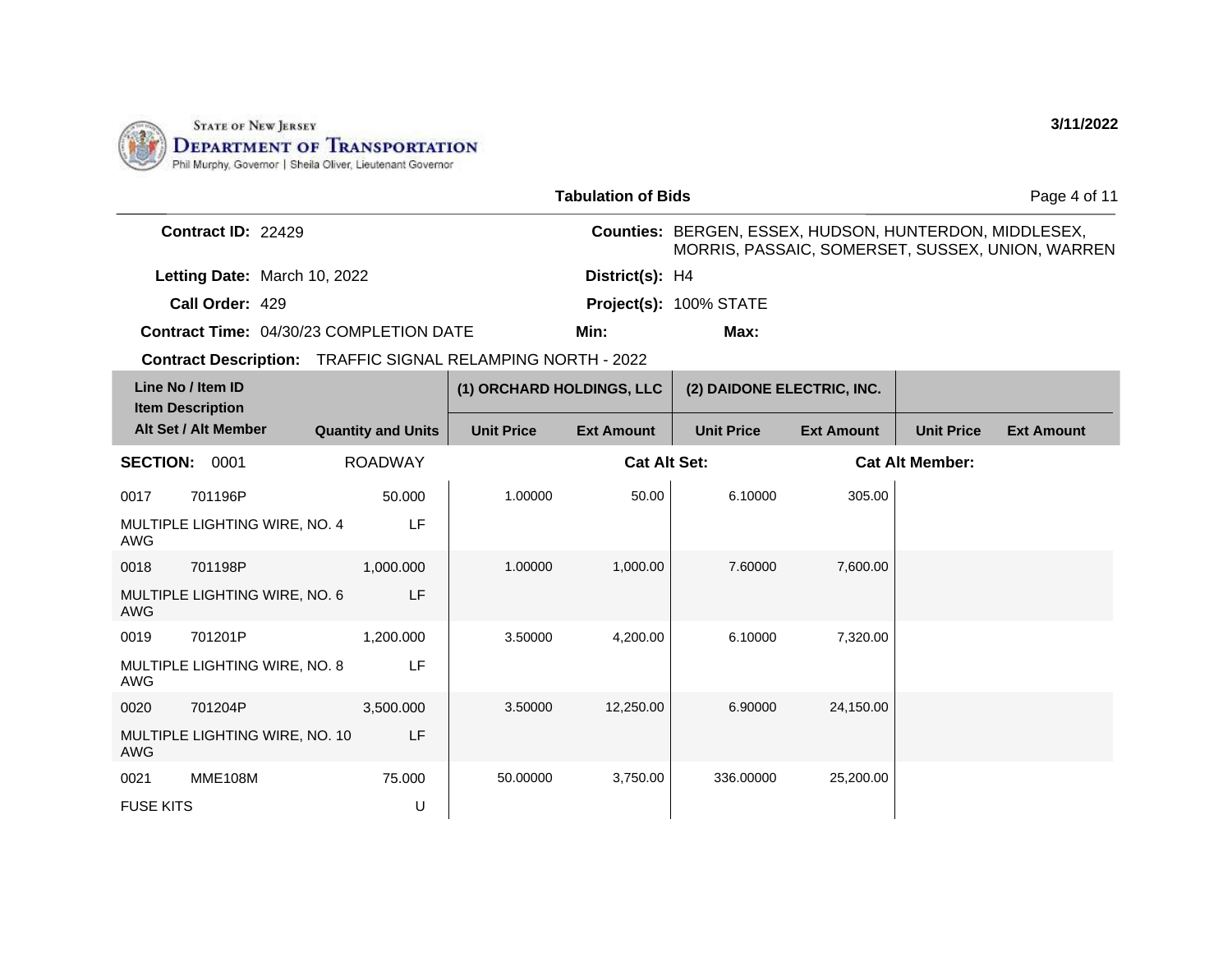STATE OF NEW JERSEY
**DEPARTMENT OF TRANSPORTATION**
Phil Murphy, Governor | Sheila Oliver, Lieutenant Governor

**3/11/2022**

## Tabulation of Bids

**Contract ID:** 22429

**Counties:** BERGEN, ESSEX, HUDSON, HUNTERDON, MIDDLESEX, MORRIS, PASSAIC, SOMERSET, SUSSEX, UNION, WARREN

**Letting Date:** March 10, 2022

**District(s):** H4

**Call Order:** 429

**Project(s):** 100% STATE

**Contract Time:** 04/30/23 COMPLETION DATE

**Min:**

**Max:**

**Contract Description:** TRAFFIC SIGNAL RELAMPING NORTH - 2022

| Line No / Item ID / Item Description / Alt Set / Alt Member | | Quantity and Units | (1) ORCHARD HOLDINGS, LLC | | (2) DAIDONE ELECTRIC, INC. | | | |
|---|---|---|---|---|---|---|---|---|
| | | | Unit Price | Ext Amount | Unit Price | Ext Amount | Unit Price | Ext Amount |
| **SECTION:** 0001 | | ROADWAY | | Cat Alt Set: | | Cat Alt Member: | | |
| 0017 | 701196P | 50.000 | 1.00000 | 50.00 | 6.10000 | 305.00 | | |
| MULTIPLE LIGHTING WIRE, NO. 4 AWG | | LF | | | | | | |
| 0018 | 701198P | 1,000.000 | 1.00000 | 1,000.00 | 7.60000 | 7,600.00 | | |
| MULTIPLE LIGHTING WIRE, NO. 6 AWG | | LF | | | | | | |
| 0019 | 701201P | 1,200.000 | 3.50000 | 4,200.00 | 6.10000 | 7,320.00 | | |
| MULTIPLE LIGHTING WIRE, NO. 8 AWG | | LF | | | | | | |
| 0020 | 701204P | 3,500.000 | 3.50000 | 12,250.00 | 6.90000 | 24,150.00 | | |
| MULTIPLE LIGHTING WIRE, NO. 10 AWG | | LF | | | | | | |
| 0021 | MME108M | 75.000 | 50.00000 | 3,750.00 | 336.00000 | 25,200.00 | | |
| FUSE KITS | | U | | | | | | |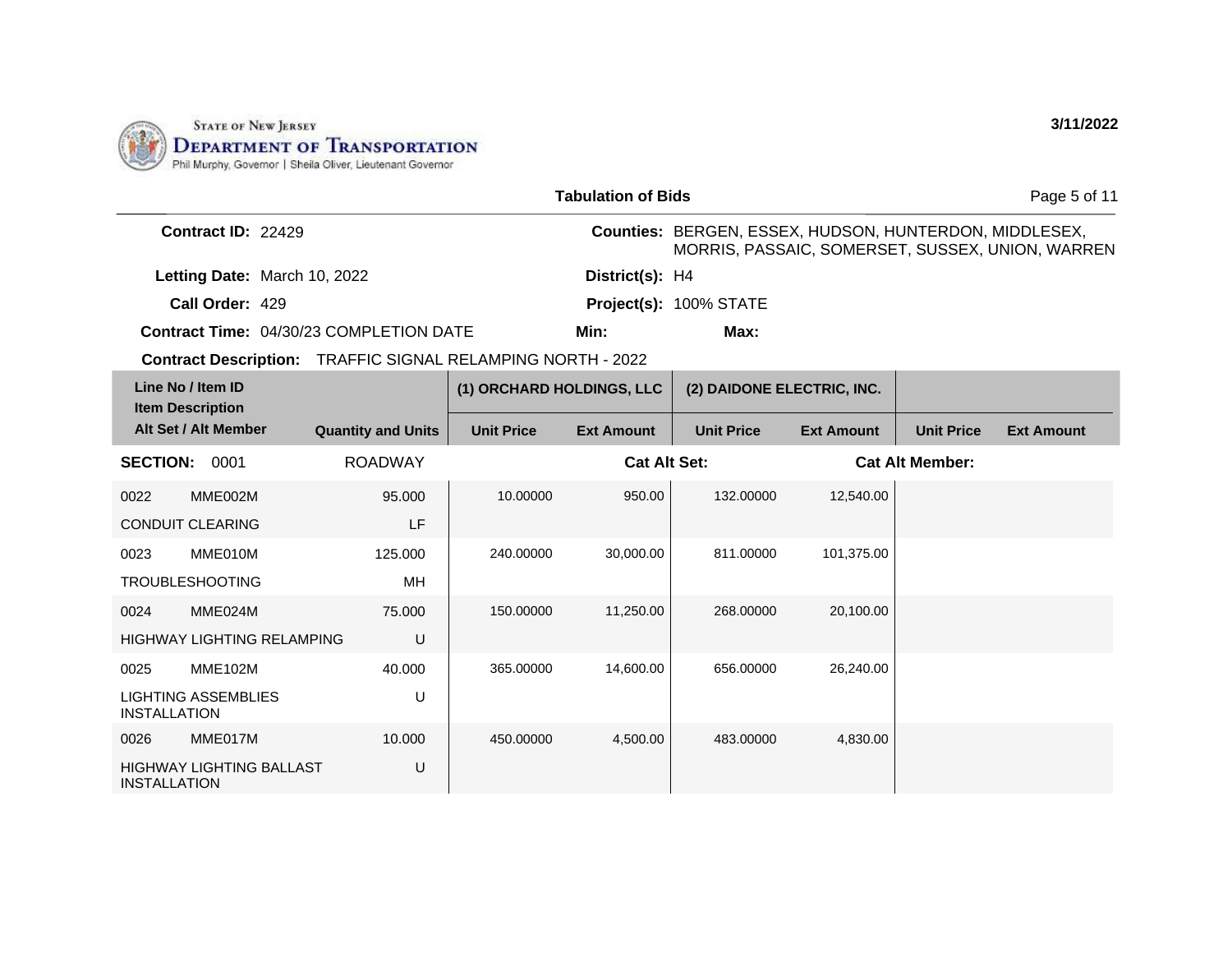STATE OF NEW JERSEY
DEPARTMENT OF TRANSPORTATION
Phil Murphy, Governor | Sheila Oliver, Lieutenant Governor

3/11/2022

## Tabulation of Bids

**Contract ID:** 22429
**Counties:** BERGEN, ESSEX, HUDSON, HUNTERDON, MIDDLESEX, MORRIS, PASSAIC, SOMERSET, SUSSEX, UNION, WARREN
**Letting Date:** March 10, 2022
**District(s):** H4
**Call Order:** 429
**Project(s):** 100% STATE
**Contract Time:** 04/30/23 COMPLETION DATE
**Min:**
**Max:**
**Contract Description:** TRAFFIC SIGNAL RELAMPING NORTH - 2022

| Line No / Item ID | Item Description / Alt Set / Alt Member | Quantity and Units | (1) ORCHARD HOLDINGS, LLC Unit Price | (1) ORCHARD HOLDINGS, LLC Ext Amount | (2) DAIDONE ELECTRIC, INC. Unit Price | (2) DAIDONE ELECTRIC, INC. Ext Amount | Unit Price | Ext Amount |
|---|---|---|---|---|---|---|---|---|
| **SECTION: 0001** | ROADWAY | | **Cat Alt Set:** | | | **Cat Alt Member:** | | |
| 0022 MME002M | CONDUIT CLEARING | 95.000 LF | 10.00000 | 950.00 | 132.00000 | 12,540.00 | | |
| 0023 MME010M | TROUBLESHOOTING | 125.000 MH | 240.00000 | 30,000.00 | 811.00000 | 101,375.00 | | |
| 0024 MME024M | HIGHWAY LIGHTING RELAMPING | 75.000 U | 150.00000 | 11,250.00 | 268.00000 | 20,100.00 | | |
| 0025 MME102M | LIGHTING ASSEMBLIES INSTALLATION | 40.000 U | 365.00000 | 14,600.00 | 656.00000 | 26,240.00 | | |
| 0026 MME017M | HIGHWAY LIGHTING BALLAST INSTALLATION | 10.000 U | 450.00000 | 4,500.00 | 483.00000 | 4,830.00 | | |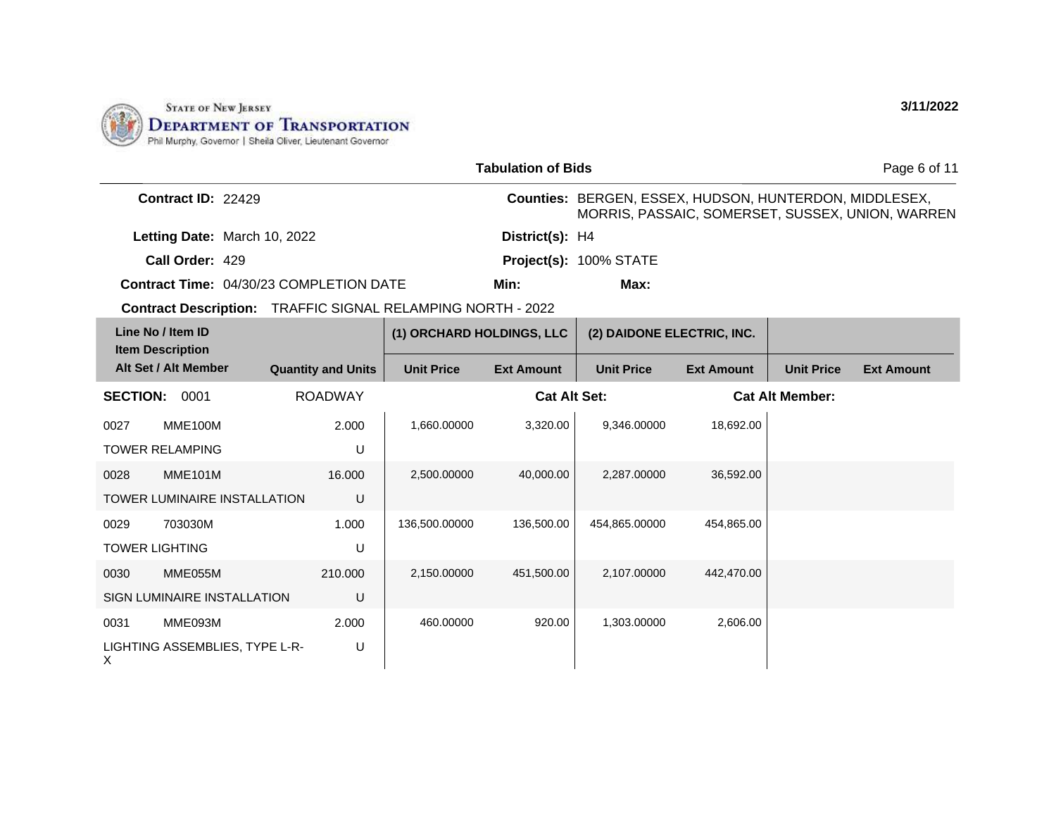STATE OF NEW JERSEY
**DEPARTMENT OF TRANSPORTATION**
Phil Murphy, Governor | Sheila Oliver, Lieutenant Governor

**3/11/2022**

**Tabulation of Bids**

**Contract ID:** 22429

**Counties:** BERGEN, ESSEX, HUDSON, HUNTERDON, MIDDLESEX, MORRIS, PASSAIC, SOMERSET, SUSSEX, UNION, WARREN

**Letting Date:** March 10, 2022

**District(s):** H4

**Call Order:** 429

**Project(s):** 100% STATE

**Contract Time:** 04/30/23 COMPLETION DATE

**Min:**

**Max:**

**Contract Description:** TRAFFIC SIGNAL RELAMPING NORTH - 2022

| Line No / Item ID / Item Description / Alt Set / Alt Member | | Quantity and Units | (1) ORCHARD HOLDINGS, LLC | | (2) DAIDONE ELECTRIC, INC. | | | |
|---|---|---|---|---|---|---|---|---|
| | | | Unit Price | Ext Amount | Unit Price | Ext Amount | Unit Price | Ext Amount |
| **SECTION:** 0001 | | ROADWAY | | **Cat Alt Set:** | | | **Cat Alt Member:** | |
| 0027 | MME100M | 2.000 | 1,660.00000 | 3,320.00 | 9,346.00000 | 18,692.00 | | |
| TOWER RELAMPING | | U | | | | | | |
| 0028 | MME101M | 16.000 | 2,500.00000 | 40,000.00 | 2,287.00000 | 36,592.00 | | |
| TOWER LUMINAIRE INSTALLATION | | U | | | | | | |
| 0029 | 703030M | 1.000 | 136,500.00000 | 136,500.00 | 454,865.00000 | 454,865.00 | | |
| TOWER LIGHTING | | U | | | | | | |
| 0030 | MME055M | 210.000 | 2,150.00000 | 451,500.00 | 2,107.00000 | 442,470.00 | | |
| SIGN LUMINAIRE INSTALLATION | | U | | | | | | |
| 0031 | MME093M | 2.000 | 460.00000 | 920.00 | 1,303.00000 | 2,606.00 | | |
| LIGHTING ASSEMBLIES, TYPE L-R-X | | U | | | | | | |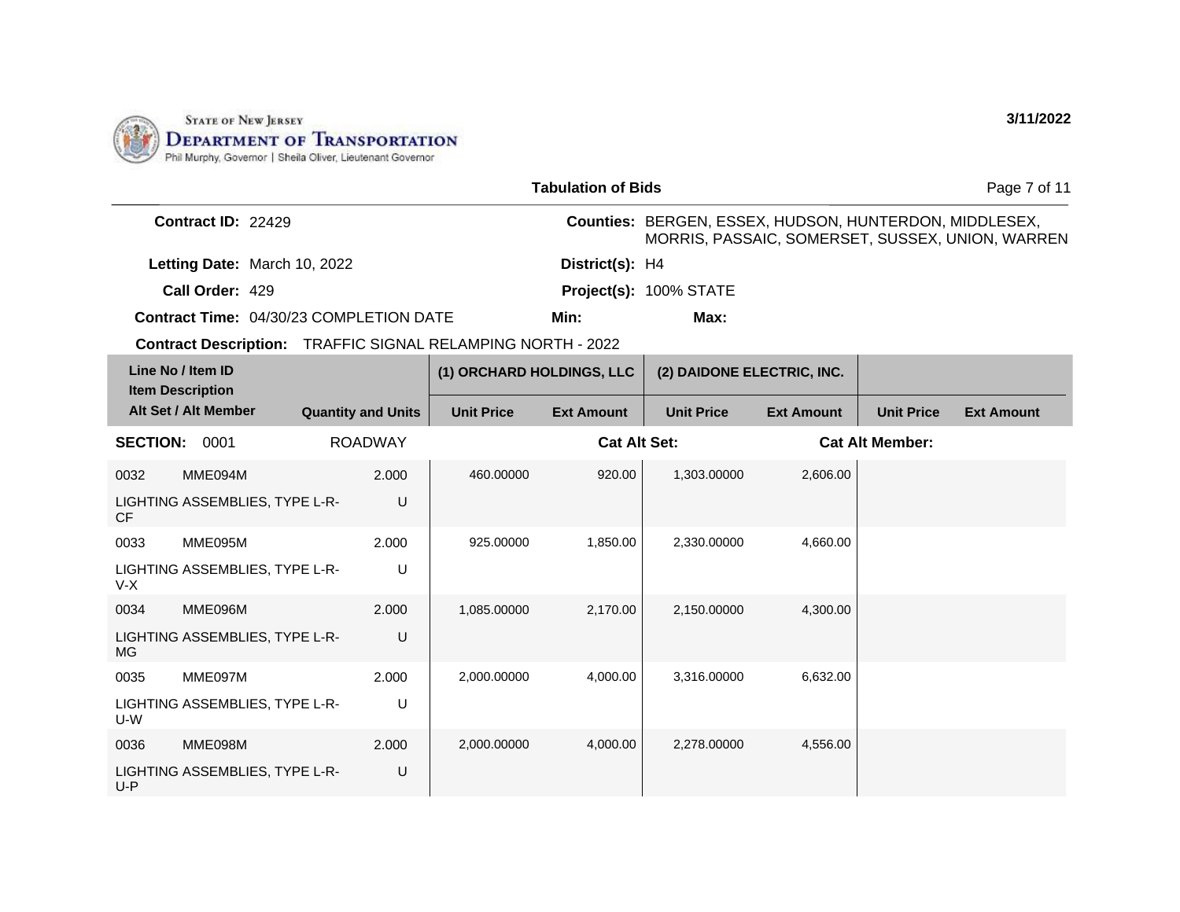STATE OF NEW JERSEY
DEPARTMENT OF TRANSPORTATION
Phil Murphy, Governor | Sheila Oliver, Lieutenant Governor

3/11/2022

## Tabulation of Bids

**Contract ID:** 22429

**Counties:** BERGEN, ESSEX, HUDSON, HUNTERDON, MIDDLESEX, MORRIS, PASSAIC, SOMERSET, SUSSEX, UNION, WARREN

**Letting Date:** March 10, 2022

**District(s):** H4

**Call Order:** 429

**Project(s):** 100% STATE

**Contract Time:** 04/30/23 COMPLETION DATE

**Min:**

**Max:**

**Contract Description:** TRAFFIC SIGNAL RELAMPING NORTH - 2022

| Line No / Item ID / Item Description / Alt Set / Alt Member | | Quantity and Units | (1) ORCHARD HOLDINGS, LLC Unit Price | (1) ORCHARD HOLDINGS, LLC Ext Amount | (2) DAIDONE ELECTRIC, INC. Unit Price | (2) DAIDONE ELECTRIC, INC. Ext Amount | Unit Price | Ext Amount |
|---|---|---|---|---|---|---|---|---|
| **SECTION:** 0001 | | ROADWAY | | **Cat Alt Set:** | | **Cat Alt Member:** | | |
| 0032 | MME094M | 2.000 | 460.00000 | 920.00 | 1,303.00000 | 2,606.00 | | |
| LIGHTING ASSEMBLIES, TYPE L-R-CF | | U | | | | | | |
| 0033 | MME095M | 2.000 | 925.00000 | 1,850.00 | 2,330.00000 | 4,660.00 | | |
| LIGHTING ASSEMBLIES, TYPE L-R-V-X | | U | | | | | | |
| 0034 | MME096M | 2.000 | 1,085.00000 | 2,170.00 | 2,150.00000 | 4,300.00 | | |
| LIGHTING ASSEMBLIES, TYPE L-R-MG | | U | | | | | | |
| 0035 | MME097M | 2.000 | 2,000.00000 | 4,000.00 | 3,316.00000 | 6,632.00 | | |
| LIGHTING ASSEMBLIES, TYPE L-R-U-W | | U | | | | | | |
| 0036 | MME098M | 2.000 | 2,000.00000 | 4,000.00 | 2,278.00000 | 4,556.00 | | |
| LIGHTING ASSEMBLIES, TYPE L-R-U-P | | U | | | | | | |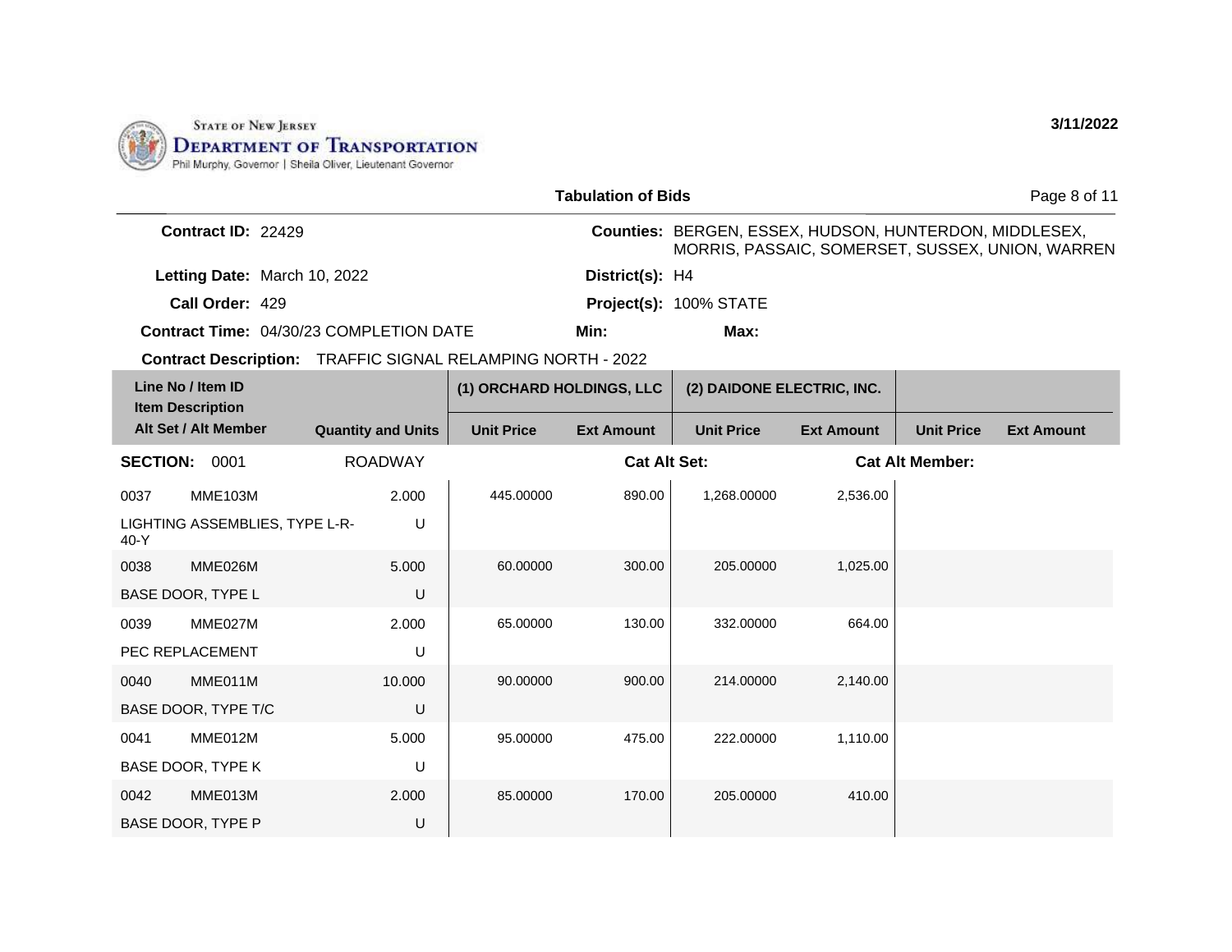STATE OF NEW JERSEY
DEPARTMENT OF TRANSPORTATION
Phil Murphy, Governor | Sheila Oliver, Lieutenant Governor

**3/11/2022**

**Tabulation of Bids**

**Contract ID:** 22429

**Counties:** BERGEN, ESSEX, HUDSON, HUNTERDON, MIDDLESEX, MORRIS, PASSAIC, SOMERSET, SUSSEX, UNION, WARREN

**Letting Date:** March 10, 2022

**District(s):** H4

**Call Order:** 429

**Project(s):** 100% STATE

**Contract Time:** 04/30/23 COMPLETION DATE

**Min:**

**Max:**

**Contract Description:** TRAFFIC SIGNAL RELAMPING NORTH - 2022

| Line No / Item ID / Item Description / Alt Set / Alt Member | | Quantity and Units | (1) ORCHARD HOLDINGS, LLC | | (2) DAIDONE ELECTRIC, INC. | | | |
|---|---|---|---|---|---|---|---|---|
| | | | Unit Price | Ext Amount | Unit Price | Ext Amount | Unit Price | Ext Amount |
| **SECTION:** 0001 | | ROADWAY | | **Cat Alt Set:** | | **Cat Alt Member:** | | |
| 0037 | MME103M | 2.000 | 445.00000 | 890.00 | 1,268.00000 | 2,536.00 | | |
| LIGHTING ASSEMBLIES, TYPE L-R-40-Y | | U | | | | | | |
| 0038 | MME026M | 5.000 | 60.00000 | 300.00 | 205.00000 | 1,025.00 | | |
| BASE DOOR, TYPE L | | U | | | | | | |
| 0039 | MME027M | 2.000 | 65.00000 | 130.00 | 332.00000 | 664.00 | | |
| PEC REPLACEMENT | | U | | | | | | |
| 0040 | MME011M | 10.000 | 90.00000 | 900.00 | 214.00000 | 2,140.00 | | |
| BASE DOOR, TYPE T/C | | U | | | | | | |
| 0041 | MME012M | 5.000 | 95.00000 | 475.00 | 222.00000 | 1,110.00 | | |
| BASE DOOR, TYPE K | | U | | | | | | |
| 0042 | MME013M | 2.000 | 85.00000 | 170.00 | 205.00000 | 410.00 | | |
| BASE DOOR, TYPE P | | U | | | | | | |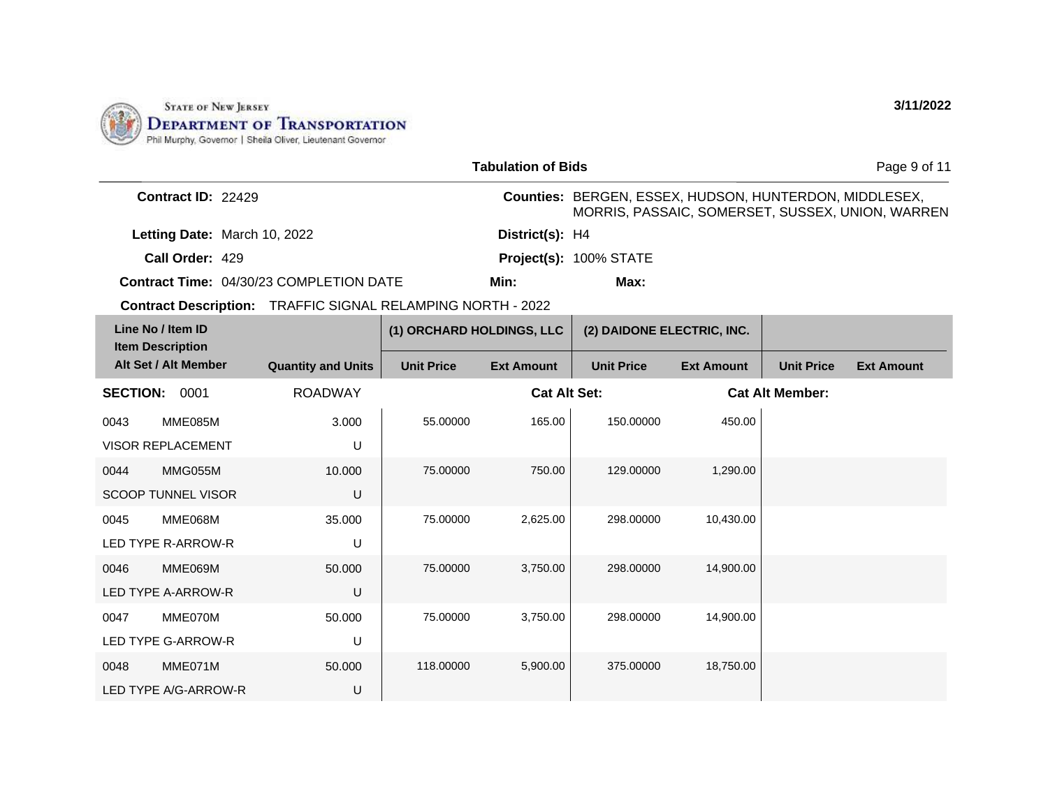**Tabulation of Bids**

**Contract ID:** 22429

**Counties:** BERGEN, ESSEX, HUDSON, HUNTERDON, MIDDLESEX, MORRIS, PASSAIC, SOMERSET, SUSSEX, UNION, WARREN

**Letting Date:** March 10, 2022

**District(s):** H4

**Call Order:** 429

**Project(s):** 100% STATE

**Contract Time:** 04/30/23 COMPLETION DATE

**Min:**

**Max:**

**Contract Description:** TRAFFIC SIGNAL RELAMPING NORTH - 2022

| Line No / Item ID | Item Description / Alt Set / Alt Member | Quantity and Units | (1) ORCHARD HOLDINGS, LLC Unit Price | (1) ORCHARD HOLDINGS, LLC Ext Amount | (2) DAIDONE ELECTRIC, INC. Unit Price | (2) DAIDONE ELECTRIC, INC. Ext Amount | Unit Price | Ext Amount |
|---|---|---|---|---|---|---|---|---|
| **SECTION: 0001** | ROADWAY | | | Cat Alt Set: | | Cat Alt Member: | | |
| 0043 MME085M | VISOR REPLACEMENT | 3.000 U | 55.00000 | 165.00 | 150.00000 | 450.00 | | |
| 0044 MMG055M | SCOOP TUNNEL VISOR | 10.000 U | 75.00000 | 750.00 | 129.00000 | 1,290.00 | | |
| 0045 MME068M | LED TYPE R-ARROW-R | 35.000 U | 75.00000 | 2,625.00 | 298.00000 | 10,430.00 | | |
| 0046 MME069M | LED TYPE A-ARROW-R | 50.000 U | 75.00000 | 3,750.00 | 298.00000 | 14,900.00 | | |
| 0047 MME070M | LED TYPE G-ARROW-R | 50.000 U | 75.00000 | 3,750.00 | 298.00000 | 14,900.00 | | |
| 0048 MME071M | LED TYPE A/G-ARROW-R | 50.000 U | 118.00000 | 5,900.00 | 375.00000 | 18,750.00 | | |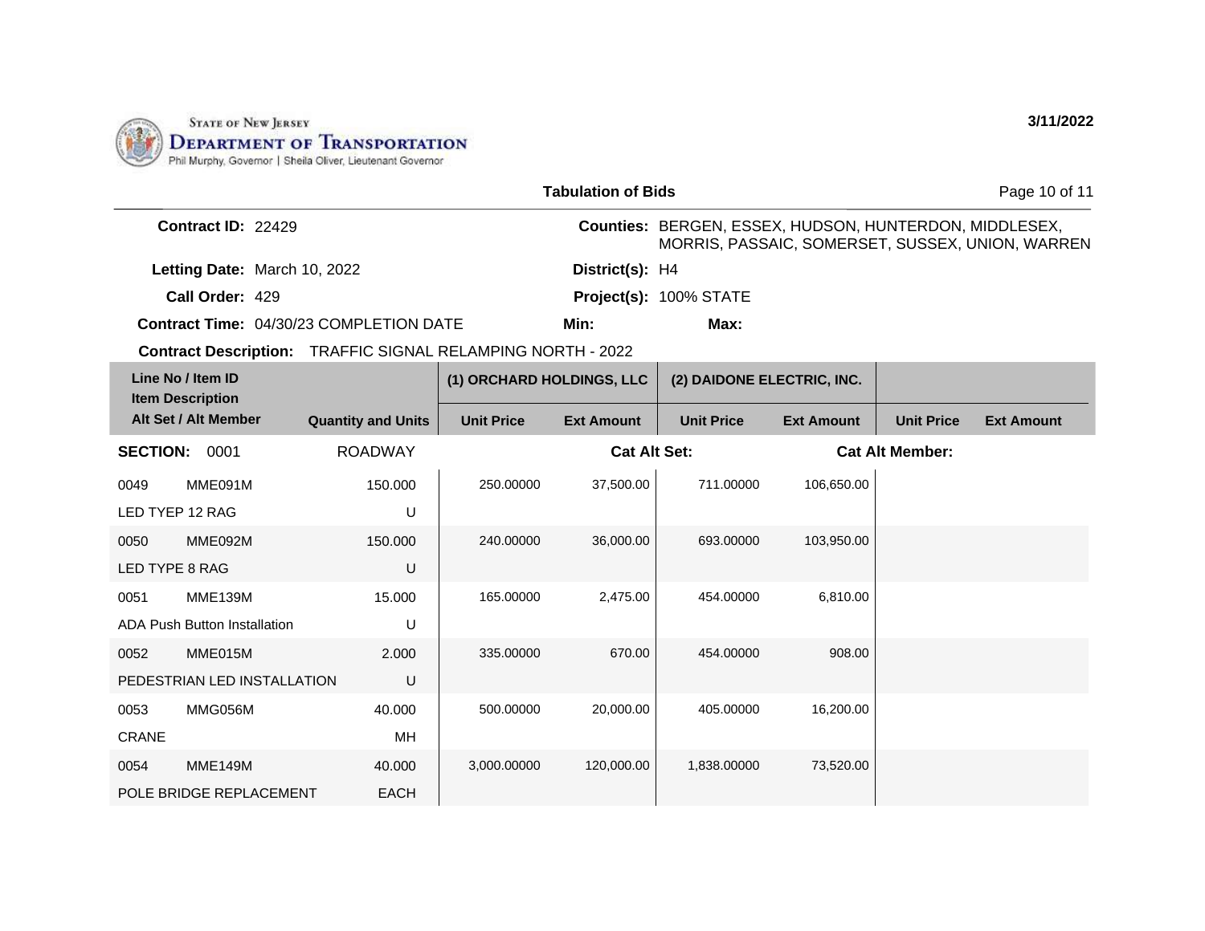**State of New Jersey**
**Department of Transportation**
Phil Murphy, Governor | Sheila Oliver, Lieutenant Governor

3/11/2022

## Tabulation of Bids

**Contract ID:** 22429

**Counties:** BERGEN, ESSEX, HUDSON, HUNTERDON, MIDDLESEX, MORRIS, PASSAIC, SOMERSET, SUSSEX, UNION, WARREN

**Letting Date:** March 10, 2022

**District(s):** H4

**Call Order:** 429

**Project(s):** 100% STATE

**Contract Time:** 04/30/23 COMPLETION DATE

**Min:**

**Max:**

**Contract Description:** TRAFFIC SIGNAL RELAMPING NORTH - 2022

| Line No / Item ID / Item Description / Alt Set / Alt Member | | Quantity and Units | (1) ORCHARD HOLDINGS, LLC | | (2) DAIDONE ELECTRIC, INC. | | | |
|---|---|---|---|---|---|---|---|---|
| | | | Unit Price | Ext Amount | Unit Price | Ext Amount | Unit Price | Ext Amount |
| **SECTION:** 0001 | | ROADWAY | | Cat Alt Set: | | Cat Alt Member: | | |
| 0049 | MME091M | 150.000 | 250.00000 | 37,500.00 | 711.00000 | 106,650.00 | | |
| LED TYEP 12 RAG | | U | | | | | | |
| 0050 | MME092M | 150.000 | 240.00000 | 36,000.00 | 693.00000 | 103,950.00 | | |
| LED TYPE 8 RAG | | U | | | | | | |
| 0051 | MME139M | 15.000 | 165.00000 | 2,475.00 | 454.00000 | 6,810.00 | | |
| ADA Push Button Installation | | U | | | | | | |
| 0052 | MME015M | 2.000 | 335.00000 | 670.00 | 454.00000 | 908.00 | | |
| PEDESTRIAN LED INSTALLATION | | U | | | | | | |
| 0053 | MMG056M | 40.000 | 500.00000 | 20,000.00 | 405.00000 | 16,200.00 | | |
| CRANE | | MH | | | | | | |
| 0054 | MME149M | 40.000 | 3,000.00000 | 120,000.00 | 1,838.00000 | 73,520.00 | | |
| POLE BRIDGE REPLACEMENT | | EACH | | | | | | |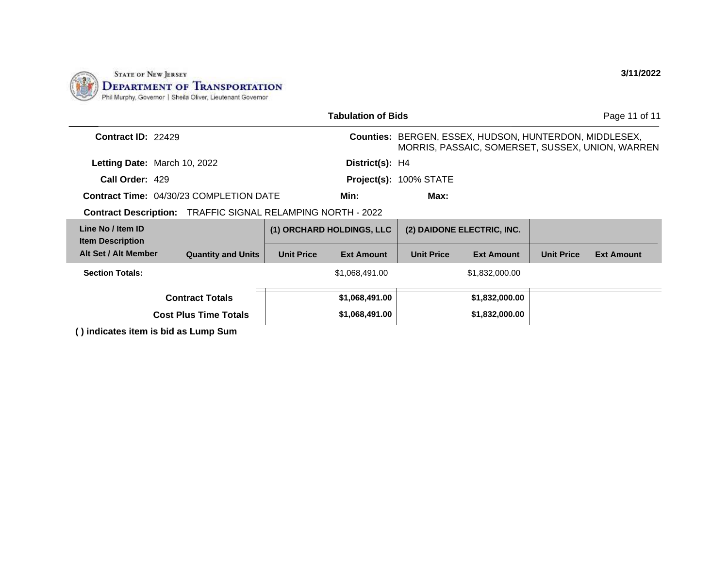STATE OF NEW JERSEY
DEPARTMENT OF TRANSPORTATION
Phil Murphy, Governor | Sheila Oliver, Lieutenant Governor

**3/11/2022**

**Tabulation of Bids**

| | | | |
|---|---|---|---|
| **Contract ID:** | 22429 | **Counties:** | BERGEN, ESSEX, HUDSON, HUNTERDON, MIDDLESEX, MORRIS, PASSAIC, SOMERSET, SUSSEX, UNION, WARREN |
| **Letting Date:** | March 10, 2022 | **District(s):** | H4 |
| **Call Order:** | 429 | **Project(s):** | 100% STATE |
| **Contract Time:** | 04/30/23 COMPLETION DATE | **Min:** | **Max:** |

**Contract Description:** TRAFFIC SIGNAL RELAMPING NORTH - 2022

| Line No / Item ID<br>Item Description<br>Alt Set / Alt Member | Quantity and Units | (1) ORCHARD HOLDINGS, LLC | | (2) DAIDONE ELECTRIC, INC. | | | |
|---|---|---|---|---|---|---|---|
| | | Unit Price | Ext Amount | Unit Price | Ext Amount | Unit Price | Ext Amount |
| **Section Totals:** | | | $1,068,491.00 | | $1,832,000.00 | | |
| **Contract Totals** | | | **$1,068,491.00** | | **$1,832,000.00** | | |
| **Cost Plus Time Totals** | | | **$1,068,491.00** | | **$1,832,000.00** | | |

**( ) indicates item is bid as Lump Sum**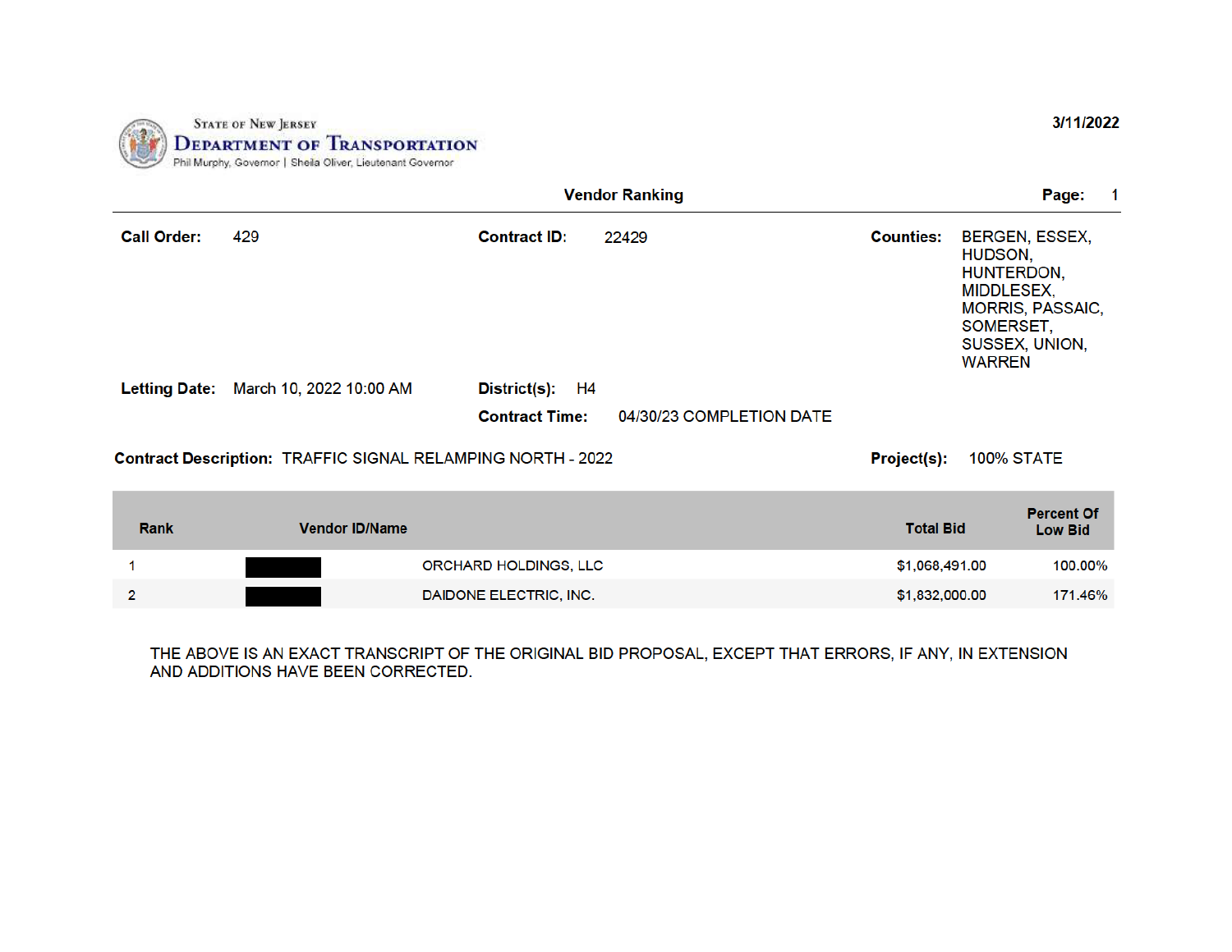STATE OF NEW JERSEY
DEPARTMENT OF TRANSPORTATION
Phil Murphy, Governor | Sheila Oliver, Lieutenant Governor

3/11/2022

## Vendor Ranking

Page: 1

**Call Order:** 429

**Contract ID:** 22429

**Counties:** BERGEN, ESSEX, HUDSON, HUNTERDON, MIDDLESEX, MORRIS, PASSAIC, SOMERSET, SUSSEX, UNION, WARREN

**Letting Date:** March 10, 2022 10:00 AM

**District(s):** H4

**Contract Time:** 04/30/23 COMPLETION DATE

**Contract Description:** TRAFFIC SIGNAL RELAMPING NORTH - 2022

**Project(s):** 100% STATE

| Rank | Vendor ID/Name | | Total Bid | Percent Of Low Bid |
|---|---|---|---|---|
| 1 | | ORCHARD HOLDINGS, LLC | $1,068,491.00 | 100.00% |
| 2 | | DAIDONE ELECTRIC, INC. | $1,832,000.00 | 171.46% |

THE ABOVE IS AN EXACT TRANSCRIPT OF THE ORIGINAL BID PROPOSAL, EXCEPT THAT ERRORS, IF ANY, IN EXTENSION AND ADDITIONS HAVE BEEN CORRECTED.